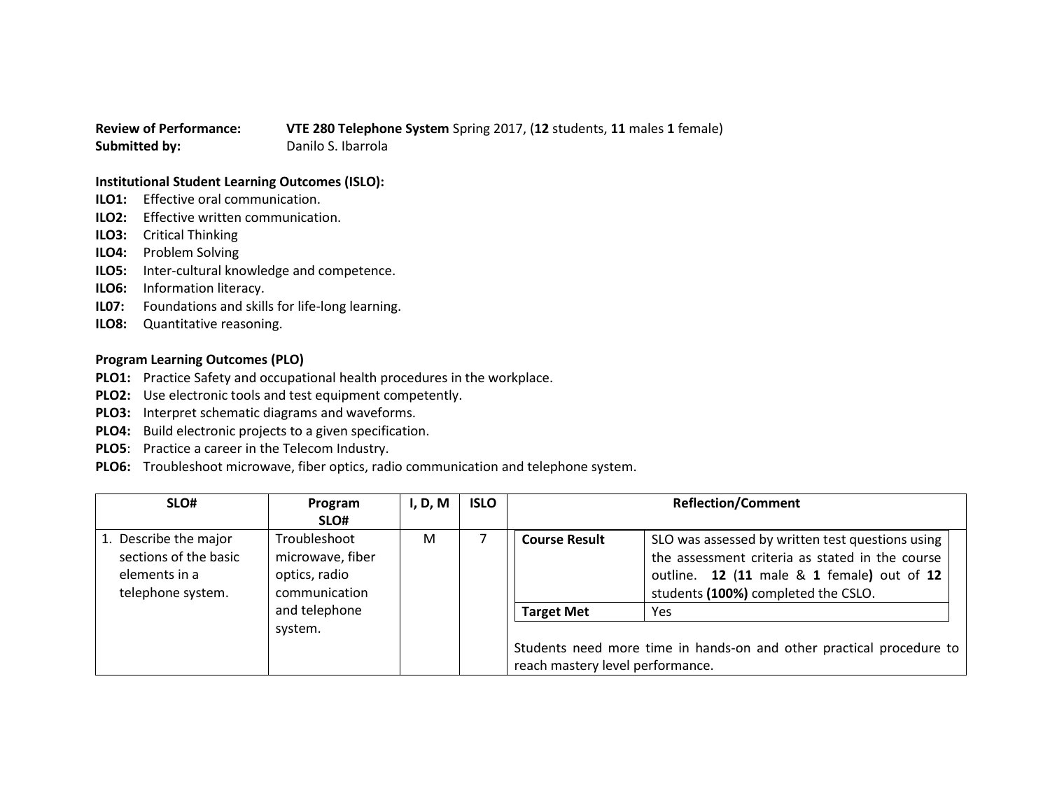**Review of Performance:** **VTE 280 Telephone System** Spring 2017, (**12** students, **11** males **1** female)
**Submitted by:** Danilo S. Ibarrola

**Institutional Student Learning Outcomes (ISLO):**

**ILO1:** Effective oral communication.
**ILO2:** Effective written communication.
**ILO3:** Critical Thinking
**ILO4:** Problem Solving
**ILO5:** Inter-cultural knowledge and competence.
**ILO6:** Information literacy.
**IL07:** Foundations and skills for life-long learning.
**ILO8:** Quantitative reasoning.

**Program Learning Outcomes (PLO)**

**PLO1:** Practice Safety and occupational health procedures in the workplace.
**PLO2:** Use electronic tools and test equipment competently.
**PLO3:** Interpret schematic diagrams and waveforms.
**PLO4:** Build electronic projects to a given specification.
**PLO5**: Practice a career in the Telecom Industry.
**PLO6:** Troubleshoot microwave, fiber optics, radio communication and telephone system.

| SLO# | Program SLO# | I, D, M | ISLO | Reflection/Comment |
|---|---|---|---|---|
| 1. Describe the major sections of the basic elements in a telephone system. | Troubleshoot microwave, fiber optics, radio communication and telephone system. | M | 7 | **Course Result:** SLO was assessed by written test questions using the assessment criteria as stated in the course outline. **12** (**11** male & **1** female**)** out of **12** students **(100%)** completed the CSLO.<br>**Target Met:** Yes<br><br>Students need more time in hands-on and other practical procedure to reach mastery level performance. |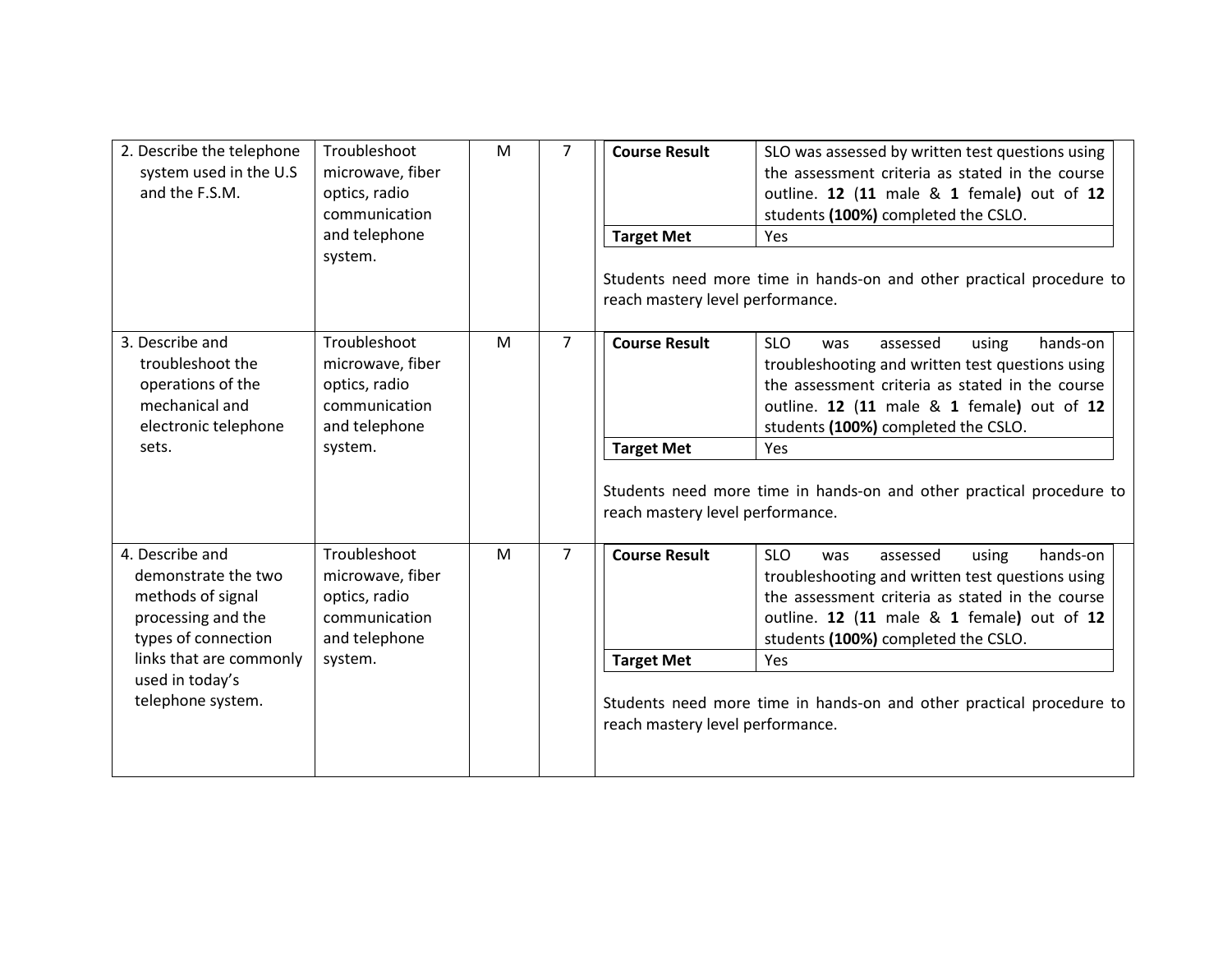| | | | | |
|---|---|---|---|---|
| 2. Describe the telephone system used in the U.S and the F.S.M. | Troubleshoot microwave, fiber optics, radio communication and telephone system. | M | 7 | **Course Result**: SLO was assessed by written test questions using the assessment criteria as stated in the course outline. **12** (**11** male & **1** female**)** out of **12** students **(100%)** completed the CSLO.<br>**Target Met**: Yes<br><br>Students need more time in hands-on and other practical procedure to reach mastery level performance. |
| 3. Describe and troubleshoot the operations of the mechanical and electronic telephone sets. | Troubleshoot microwave, fiber optics, radio communication and telephone system. | M | 7 | **Course Result**: SLO was assessed using hands-on troubleshooting and written test questions using the assessment criteria as stated in the course outline. **12** (**11** male & **1** female**)** out of **12** students **(100%)** completed the CSLO.<br>**Target Met**: Yes<br><br>Students need more time in hands-on and other practical procedure to reach mastery level performance. |
| 4. Describe and demonstrate the two methods of signal processing and the types of connection links that are commonly used in today's telephone system. | Troubleshoot microwave, fiber optics, radio communication and telephone system. | M | 7 | **Course Result**: SLO was assessed using hands-on troubleshooting and written test questions using the assessment criteria as stated in the course outline. **12** (**11** male & **1** female**)** out of **12** students **(100%)** completed the CSLO.<br>**Target Met**: Yes<br><br>Students need more time in hands-on and other practical procedure to reach mastery level performance. |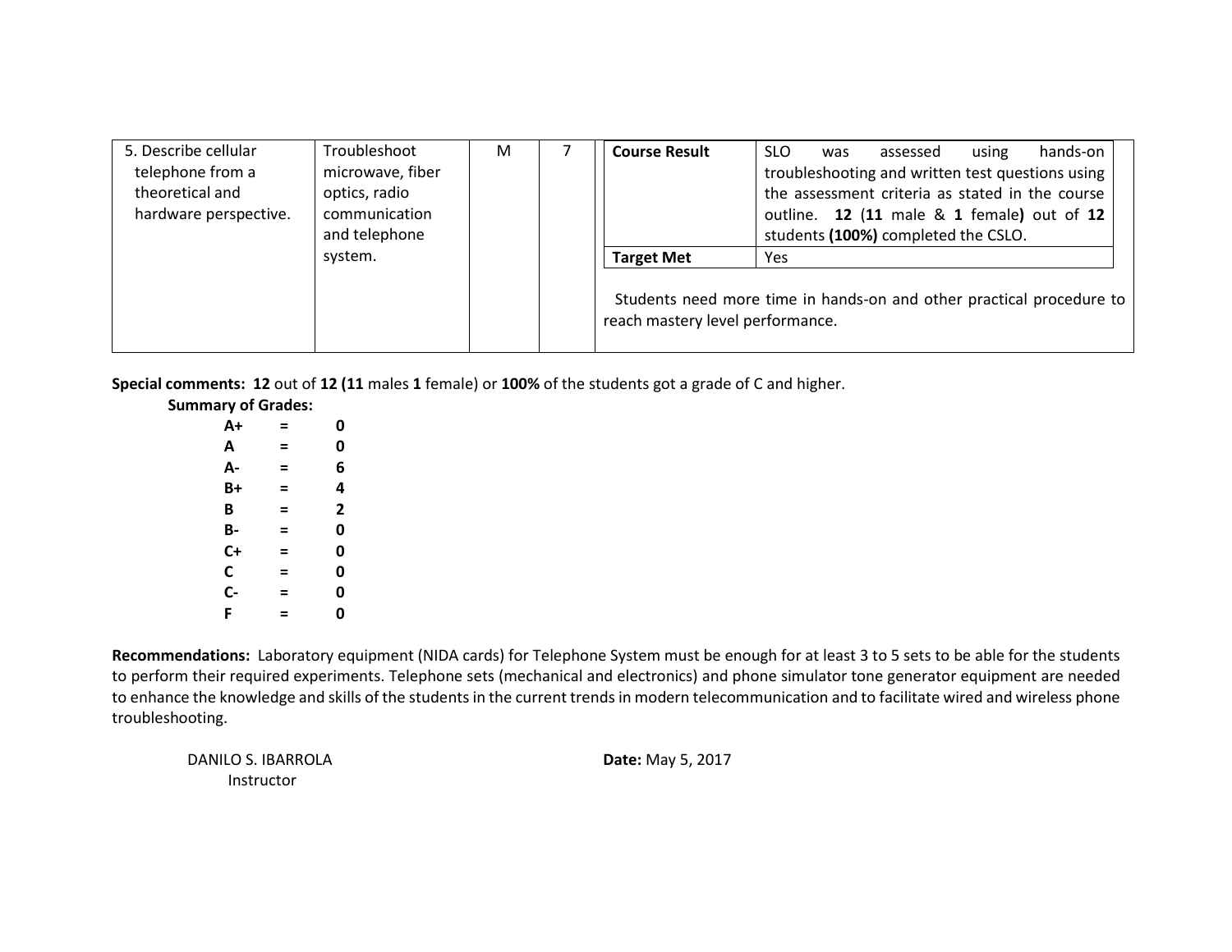| | | | | |
|---|---|---|---|---|
| 5. Describe cellular telephone from a theoretical and hardware perspective. | Troubleshoot microwave, fiber optics, radio communication and telephone system. | M | 7 | **Course Result**: SLO was assessed using hands-on troubleshooting and written test questions using the assessment criteria as stated in the course outline. **12** (**11** male & **1** female**)** out of **12** students **(100%)** completed the CSLO.<br>**Target Met**: Yes<br><br>Students need more time in hands-on and other practical procedure to reach mastery level performance. |

**Special comments: 12** out of **12 (11** males **1** female) or **100%** of the students got a grade of C and higher.

**Summary of Grades:**

| | | |
|---|---|---|
| **A+** | **=** | **0** |
| **A** | **=** | **0** |
| **A-** | **=** | **6** |
| **B+** | **=** | **4** |
| **B** | **=** | **2** |
| **B-** | **=** | **0** |
| **C+** | **=** | **0** |
| **C** | **=** | **0** |
| **C-** | **=** | **0** |
| **F** | **=** | **0** |

**Recommendations:** Laboratory equipment (NIDA cards) for Telephone System must be enough for at least 3 to 5 sets to be able for the students to perform their required experiments. Telephone sets (mechanical and electronics) and phone simulator tone generator equipment are needed to enhance the knowledge and skills of the students in the current trends in modern telecommunication and to facilitate wired and wireless phone troubleshooting.

DANILO S. IBARROLA
Instructor

**Date:** May 5, 2017